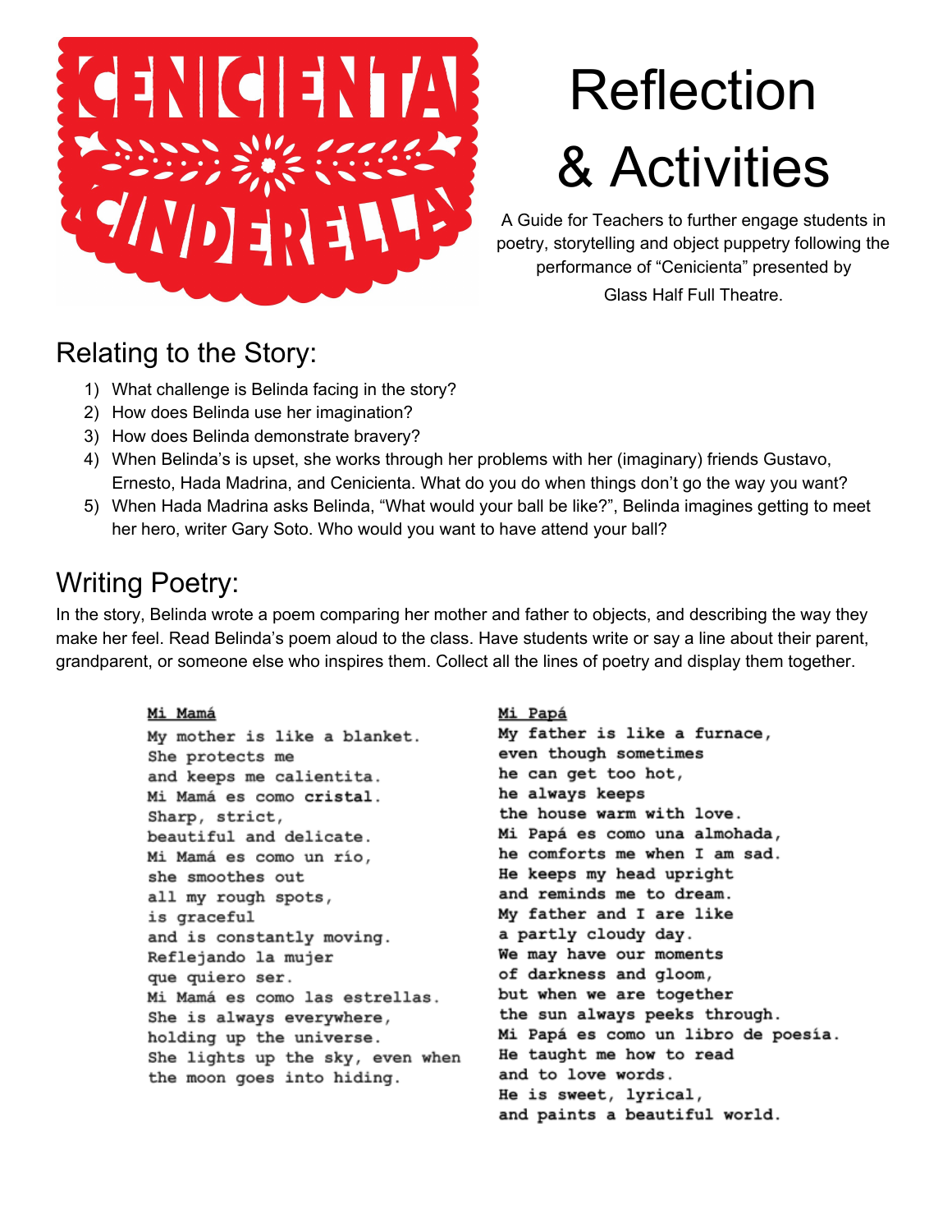# CENICIENTA CINDERELLA

# Reflection & Activities

A Guide for Teachers to further engage students in poetry, storytelling and object puppetry following the performance of "Cenicienta" presented by Glass Half Full Theatre.

## Relating to the Story:

1) What challenge is Belinda facing in the story?
2) How does Belinda use her imagination?
3) How does Belinda demonstrate bravery?
4) When Belinda's is upset, she works through her problems with her (imaginary) friends Gustavo, Ernesto, Hada Madrina, and Cenicienta. What do you do when things don't go the way you want?
5) When Hada Madrina asks Belinda, "What would your ball be like?", Belinda imagines getting to meet her hero, writer Gary Soto. Who would you want to have attend your ball?

## Writing Poetry:

In the story, Belinda wrote a poem comparing her mother and father to objects, and describing the way they make her feel. Read Belinda's poem aloud to the class. Have students write or say a line about their parent, grandparent, or someone else who inspires them. Collect all the lines of poetry and display them together.

<u>Mi Mamá</u>

My mother is like a blanket.  
She protects me  
and keeps me calientita.  
Mi Mamá es como cristal.  
Sharp, strict,  
beautiful and delicate.  
Mi Mamá es como un río,  
she smoothes out  
all my rough spots,  
is graceful  
and is constantly moving.  
Reflejando la mujer  
que quiero ser.  
Mi Mamá es como las estrellas.  
She is always everywhere,  
holding up the universe.  
She lights up the sky, even when  
the moon goes into hiding.

<u>Mi Papá</u>

My father is like a furnace,  
even though sometimes  
he can get too hot,  
he always keeps  
the house warm with love.  
Mi Papá es como una almohada,  
he comforts me when I am sad.  
He keeps my head upright  
and reminds me to dream.  
My father and I are like  
a partly cloudy day.  
We may have our moments  
of darkness and gloom,  
but when we are together  
the sun always peeks through.  
Mi Papá es como un libro de poesía.  
He taught me how to read  
and to love words.  
He is sweet, lyrical,  
and paints a beautiful world.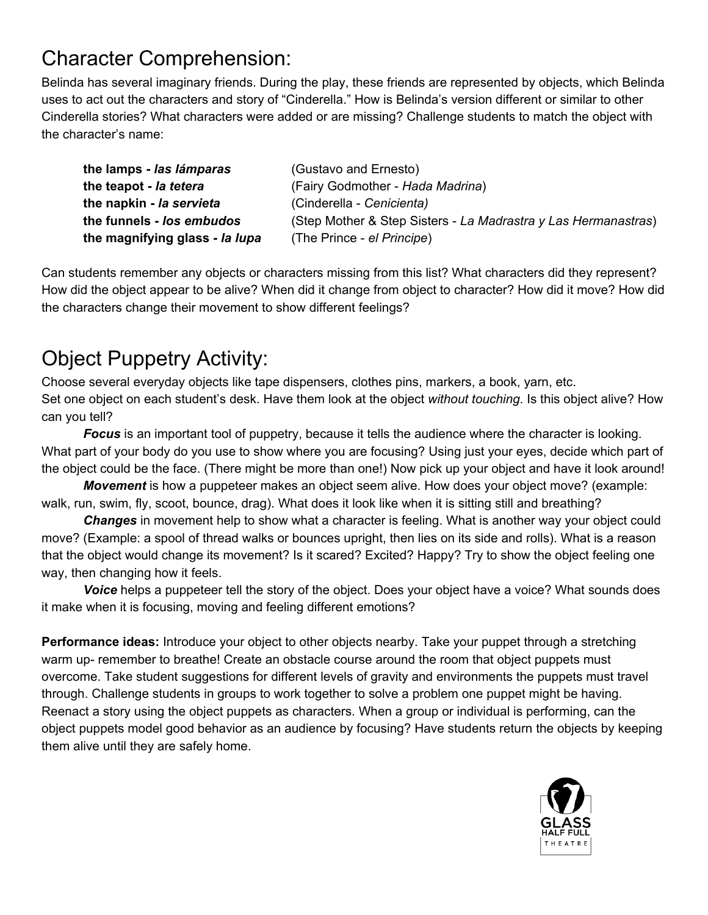## Character Comprehension:

Belinda has several imaginary friends. During the play, these friends are represented by objects, which Belinda uses to act out the characters and story of "Cinderella." How is Belinda's version different or similar to other Cinderella stories? What characters were added or are missing? Challenge students to match the object with the character's name:

| | |
|---|---|
| **the lamps - *las lámparas*** | (Gustavo and Ernesto) |
| **the teapot - *la tetera*** | (Fairy Godmother - *Hada Madrina*) |
| **the napkin - *la servieta*** | (Cinderella - *Cenicienta)* |
| **the funnels - *los embudos*** | (Step Mother & Step Sisters - *La Madrastra y Las Hermanastras*) |
| **the magnifying glass - *la lupa*** | (The Prince - *el Principe*) |

Can students remember any objects or characters missing from this list? What characters did they represent? How did the object appear to be alive? When did it change from object to character? How did it move? How did the characters change their movement to show different feelings?

## Object Puppetry Activity:

Choose several everyday objects like tape dispensers, clothes pins, markers, a book, yarn, etc.
Set one object on each student's desk. Have them look at the object *without touching*. Is this object alive? How can you tell?

***Focus*** is an important tool of puppetry, because it tells the audience where the character is looking. What part of your body do you use to show where you are focusing? Using just your eyes, decide which part of the object could be the face. (There might be more than one!) Now pick up your object and have it look around!

***Movement*** is how a puppeteer makes an object seem alive. How does your object move? (example: walk, run, swim, fly, scoot, bounce, drag). What does it look like when it is sitting still and breathing?

***Changes*** in movement help to show what a character is feeling. What is another way your object could move? (Example: a spool of thread walks or bounces upright, then lies on its side and rolls). What is a reason that the object would change its movement? Is it scared? Excited? Happy? Try to show the object feeling one way, then changing how it feels.

***Voice*** helps a puppeteer tell the story of the object. Does your object have a voice? What sounds does it make when it is focusing, moving and feeling different emotions?

**Performance ideas:** Introduce your object to other objects nearby. Take your puppet through a stretching warm up- remember to breathe! Create an obstacle course around the room that object puppets must overcome. Take student suggestions for different levels of gravity and environments the puppets must travel through. Challenge students in groups to work together to solve a problem one puppet might be having. Reenact a story using the object puppets as characters. When a group or individual is performing, can the object puppets model good behavior as an audience by focusing? Have students return the objects by keeping them alive until they are safely home.

GLASS HALF FULL THEATRE